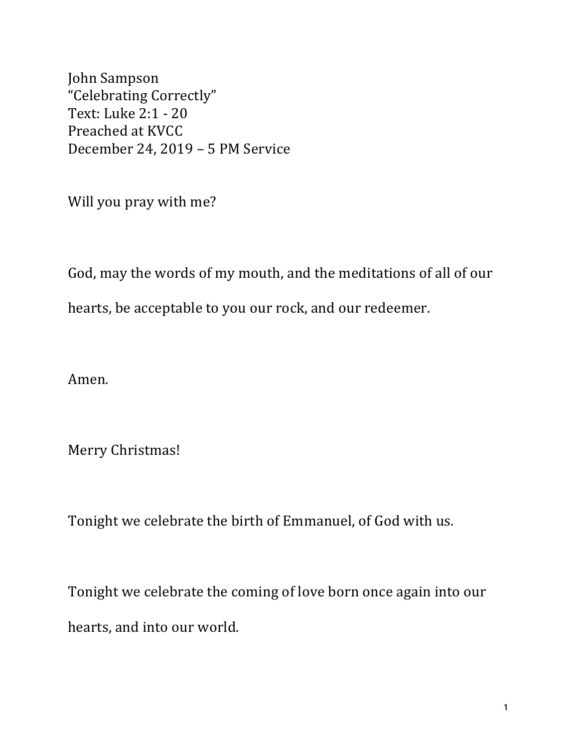John Sampson  
"Celebrating Correctly"  
Text: Luke 2:1 - 20  
Preached at KVCC  
December 24, 2019 – 5 PM Service

Will you pray with me?

God, may the words of my mouth, and the meditations of all of our hearts, be acceptable to you our rock, and our redeemer.

Amen.

Merry Christmas!

Tonight we celebrate the birth of Emmanuel, of God with us.

Tonight we celebrate the coming of love born once again into our hearts, and into our world.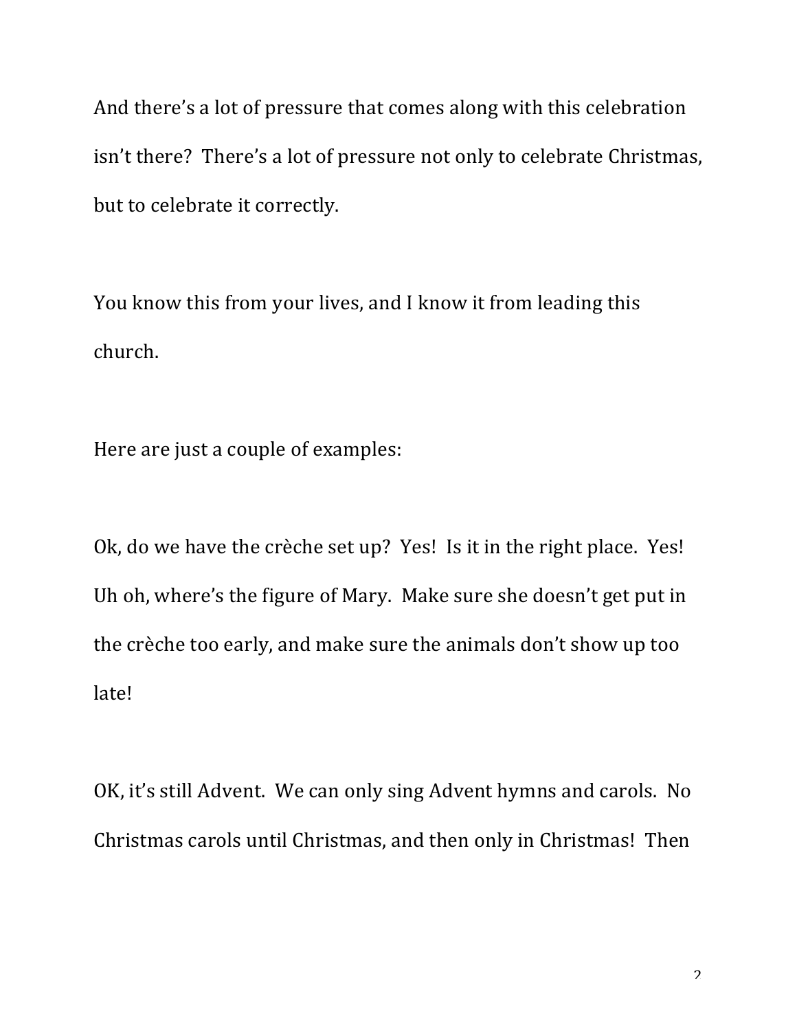And there's a lot of pressure that comes along with this celebration isn't there? There's a lot of pressure not only to celebrate Christmas, but to celebrate it correctly.

You know this from your lives, and I know it from leading this church.

Here are just a couple of examples:

Ok, do we have the crèche set up? Yes! Is it in the right place. Yes! Uh oh, where's the figure of Mary. Make sure she doesn't get put in the crèche too early, and make sure the animals don't show up too late!

OK, it's still Advent. We can only sing Advent hymns and carols. No Christmas carols until Christmas, and then only in Christmas! Then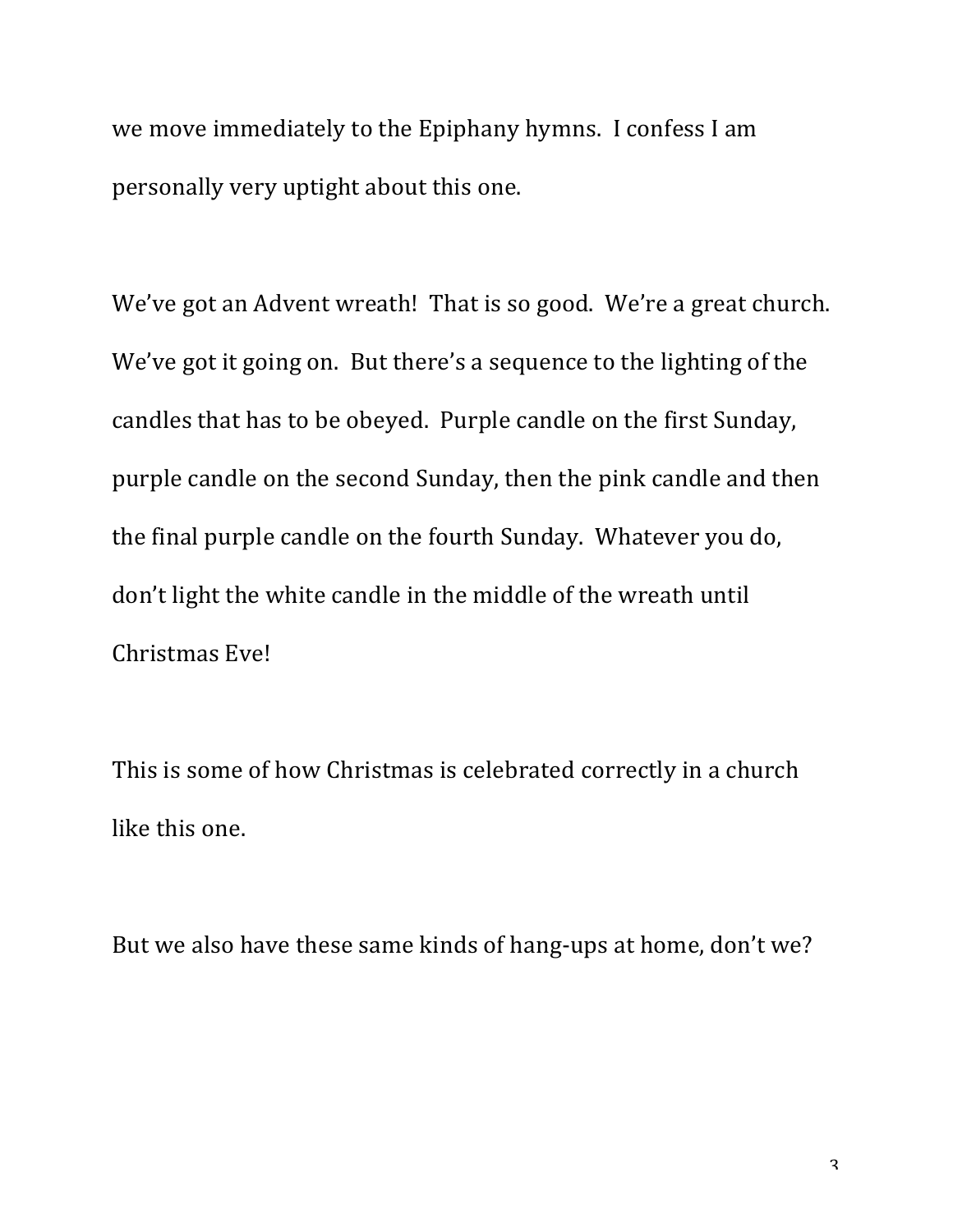we move immediately to the Epiphany hymns. I confess I am personally very uptight about this one.

We've got an Advent wreath! That is so good. We're a great church. We've got it going on. But there's a sequence to the lighting of the candles that has to be obeyed. Purple candle on the first Sunday, purple candle on the second Sunday, then the pink candle and then the final purple candle on the fourth Sunday. Whatever you do, don't light the white candle in the middle of the wreath until Christmas Eve!

This is some of how Christmas is celebrated correctly in a church like this one.

But we also have these same kinds of hang-ups at home, don't we?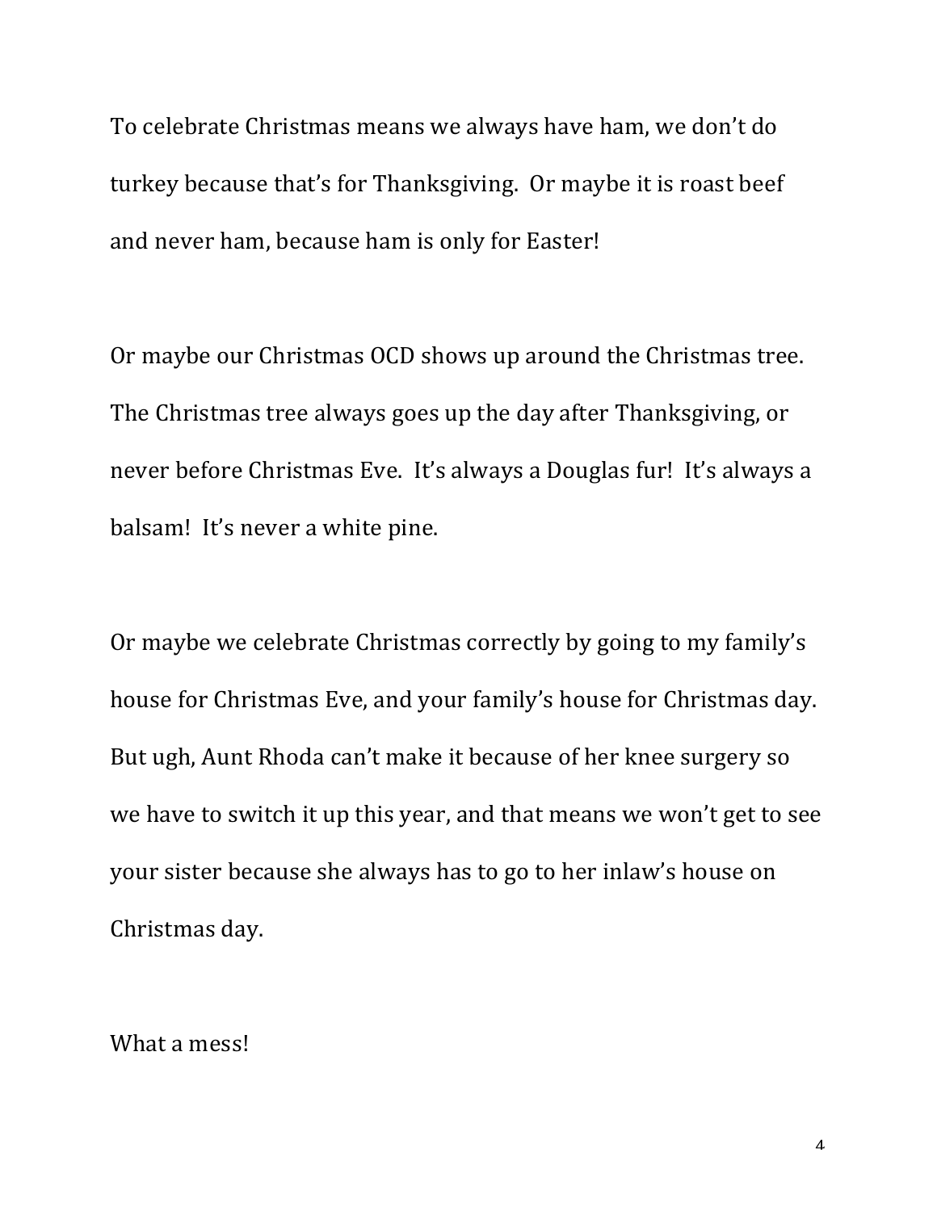To celebrate Christmas means we always have ham, we don't do turkey because that's for Thanksgiving. Or maybe it is roast beef and never ham, because ham is only for Easter!

Or maybe our Christmas OCD shows up around the Christmas tree. The Christmas tree always goes up the day after Thanksgiving, or never before Christmas Eve. It's always a Douglas fur! It's always a balsam! It's never a white pine.

Or maybe we celebrate Christmas correctly by going to my family's house for Christmas Eve, and your family's house for Christmas day. But ugh, Aunt Rhoda can't make it because of her knee surgery so we have to switch it up this year, and that means we won't get to see your sister because she always has to go to her inlaw's house on Christmas day.

What a mess!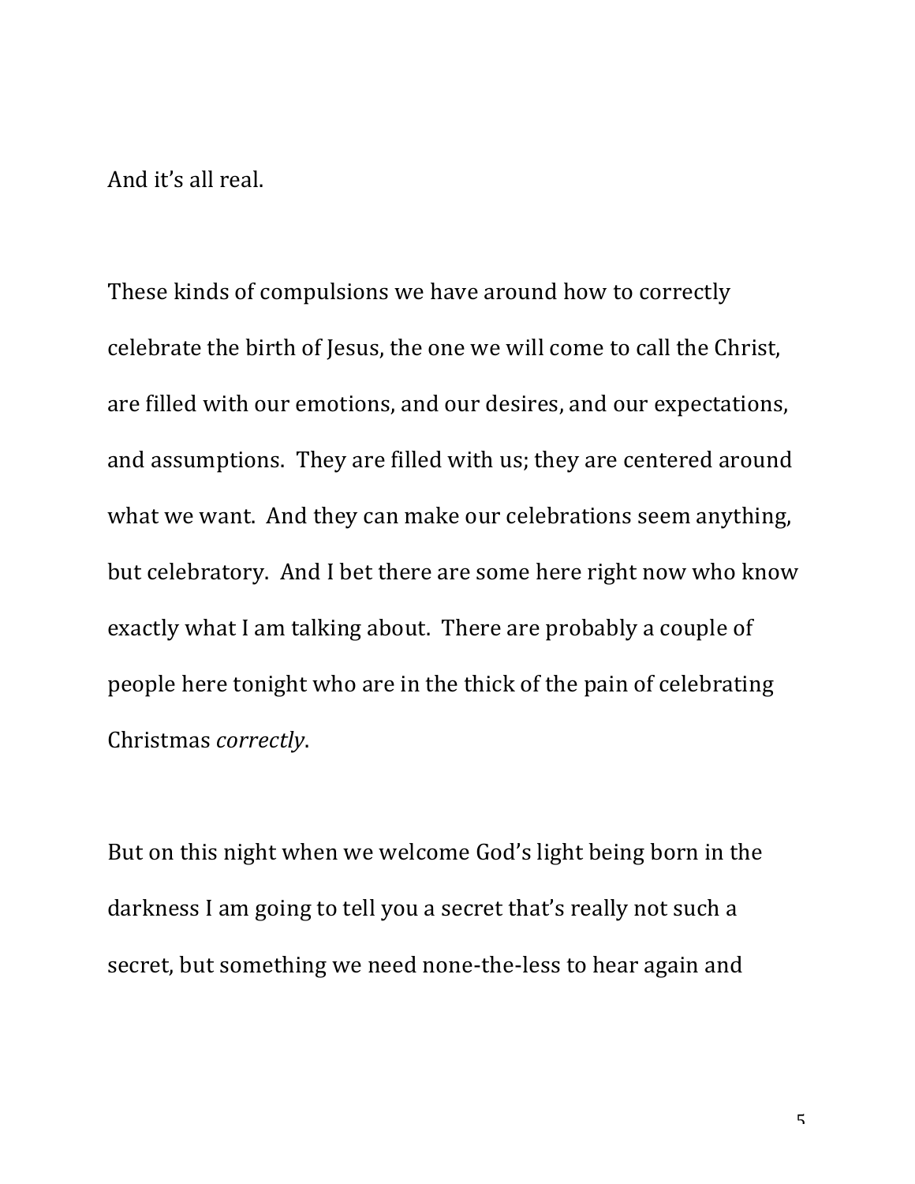And it's all real.

These kinds of compulsions we have around how to correctly celebrate the birth of Jesus, the one we will come to call the Christ, are filled with our emotions, and our desires, and our expectations, and assumptions. They are filled with us; they are centered around what we want. And they can make our celebrations seem anything, but celebratory. And I bet there are some here right now who know exactly what I am talking about. There are probably a couple of people here tonight who are in the thick of the pain of celebrating Christmas *correctly*.

But on this night when we welcome God's light being born in the darkness I am going to tell you a secret that's really not such a secret, but something we need none-the-less to hear again and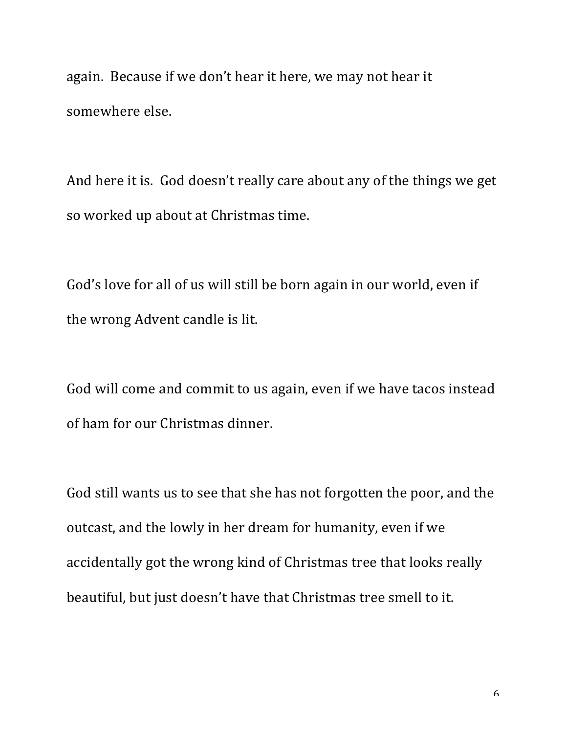again. Because if we don't hear it here, we may not hear it somewhere else.

And here it is. God doesn't really care about any of the things we get so worked up about at Christmas time.

God's love for all of us will still be born again in our world, even if the wrong Advent candle is lit.

God will come and commit to us again, even if we have tacos instead of ham for our Christmas dinner.

God still wants us to see that she has not forgotten the poor, and the outcast, and the lowly in her dream for humanity, even if we accidentally got the wrong kind of Christmas tree that looks really beautiful, but just doesn't have that Christmas tree smell to it.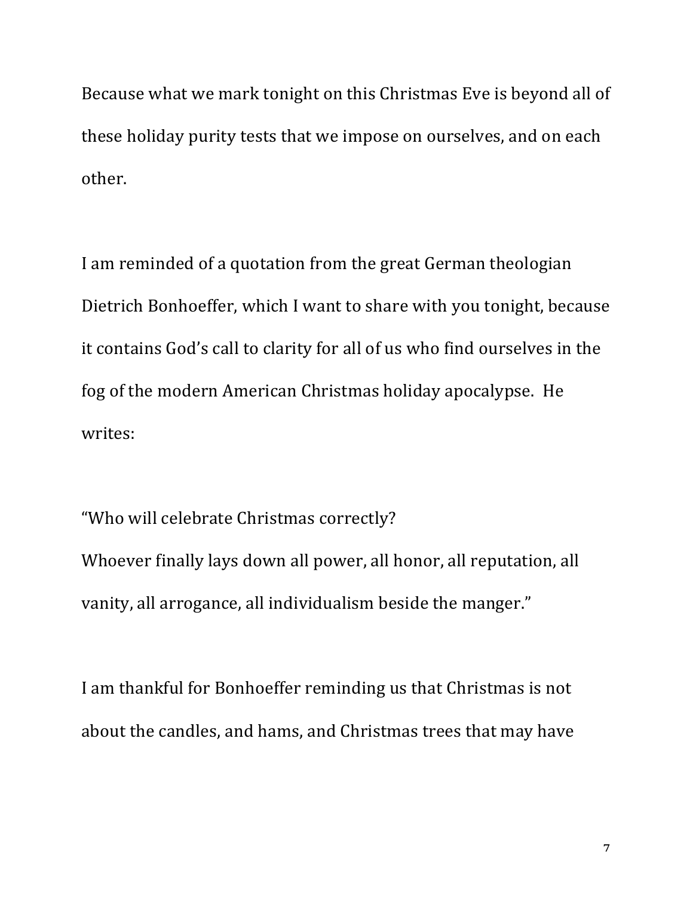Because what we mark tonight on this Christmas Eve is beyond all of these holiday purity tests that we impose on ourselves, and on each other.

I am reminded of a quotation from the great German theologian Dietrich Bonhoeffer, which I want to share with you tonight, because it contains God's call to clarity for all of us who find ourselves in the fog of the modern American Christmas holiday apocalypse. He writes:

"Who will celebrate Christmas correctly?
Whoever finally lays down all power, all honor, all reputation, all vanity, all arrogance, all individualism beside the manger."

I am thankful for Bonhoeffer reminding us that Christmas is not about the candles, and hams, and Christmas trees that may have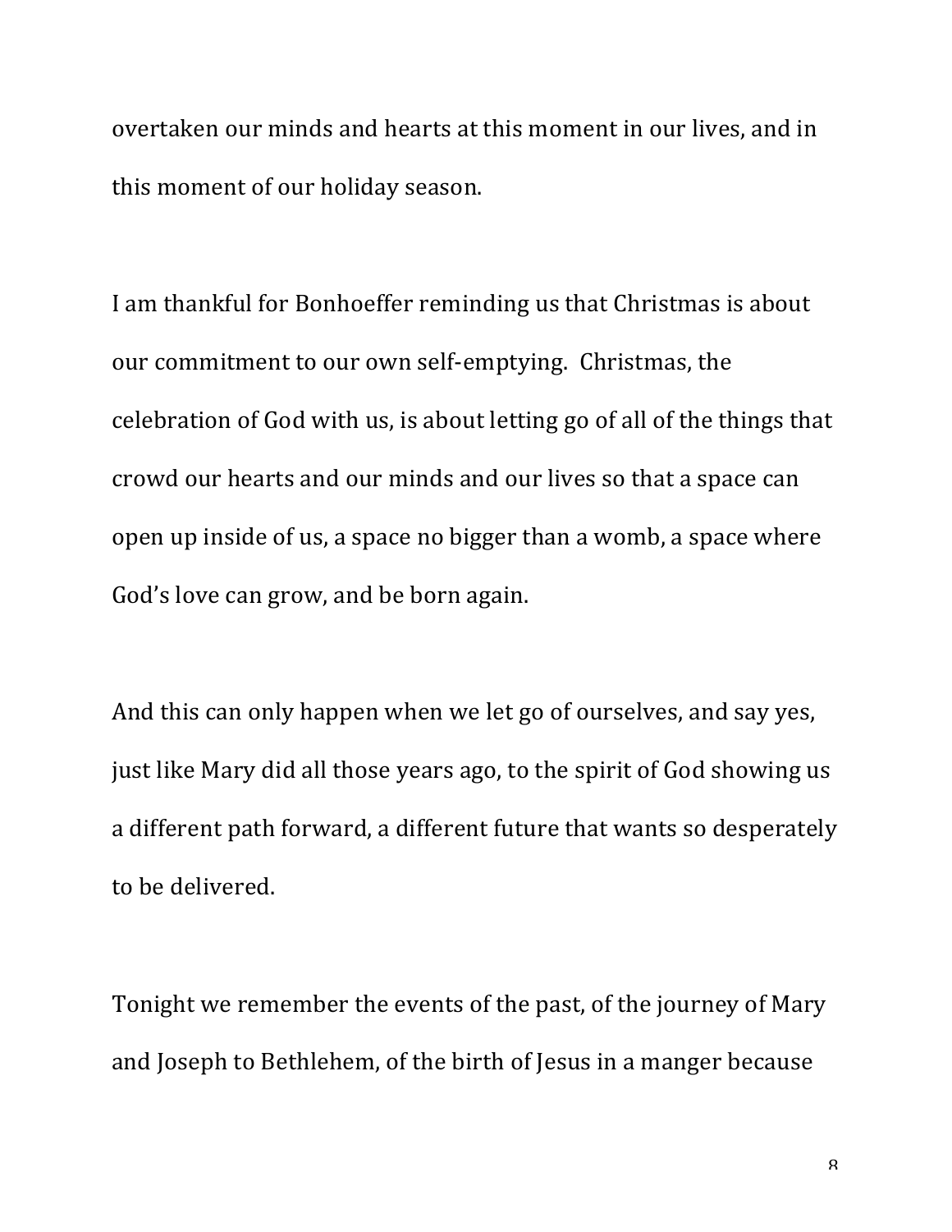overtaken our minds and hearts at this moment in our lives, and in this moment of our holiday season.

I am thankful for Bonhoeffer reminding us that Christmas is about our commitment to our own self-emptying.  Christmas, the celebration of God with us, is about letting go of all of the things that crowd our hearts and our minds and our lives so that a space can open up inside of us, a space no bigger than a womb, a space where God's love can grow, and be born again.

And this can only happen when we let go of ourselves, and say yes, just like Mary did all those years ago, to the spirit of God showing us a different path forward, a different future that wants so desperately to be delivered.

Tonight we remember the events of the past, of the journey of Mary and Joseph to Bethlehem, of the birth of Jesus in a manger because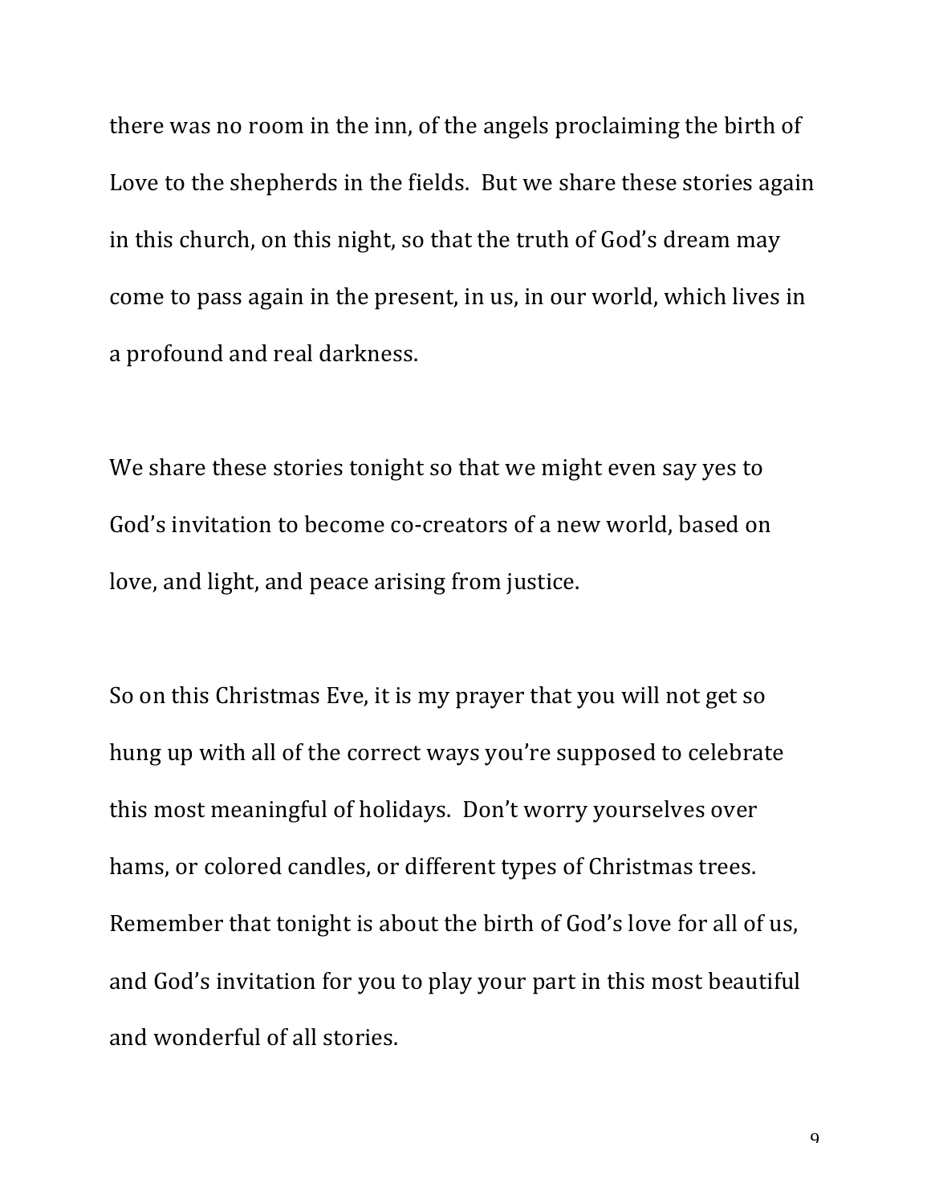there was no room in the inn, of the angels proclaiming the birth of Love to the shepherds in the fields.  But we share these stories again in this church, on this night, so that the truth of God's dream may come to pass again in the present, in us, in our world, which lives in a profound and real darkness.

We share these stories tonight so that we might even say yes to God's invitation to become co-creators of a new world, based on love, and light, and peace arising from justice.

So on this Christmas Eve, it is my prayer that you will not get so hung up with all of the correct ways you're supposed to celebrate this most meaningful of holidays.  Don't worry yourselves over hams, or colored candles, or different types of Christmas trees. Remember that tonight is about the birth of God's love for all of us, and God's invitation for you to play your part in this most beautiful and wonderful of all stories.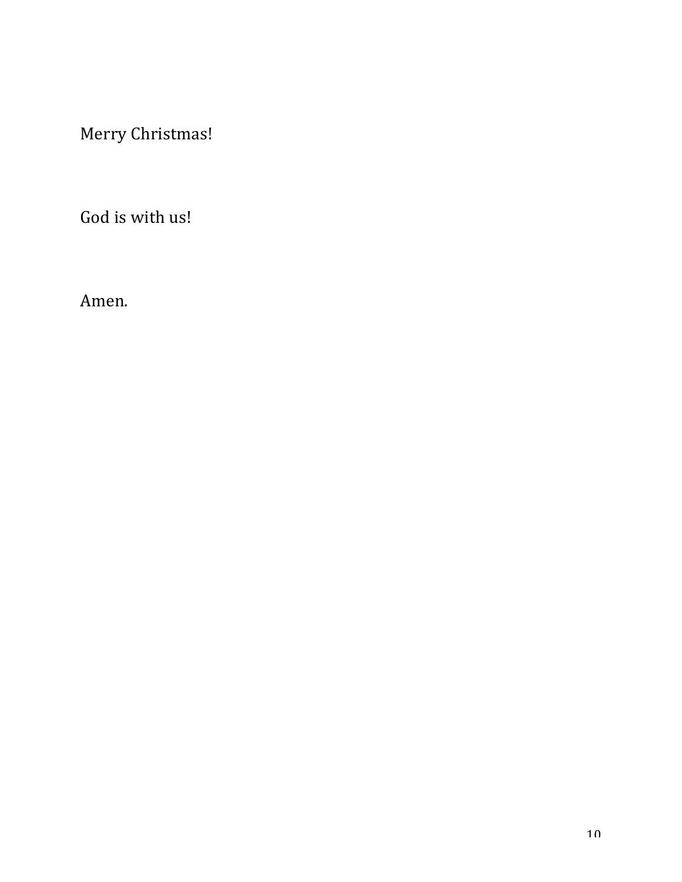Merry Christmas!

God is with us!

Amen.